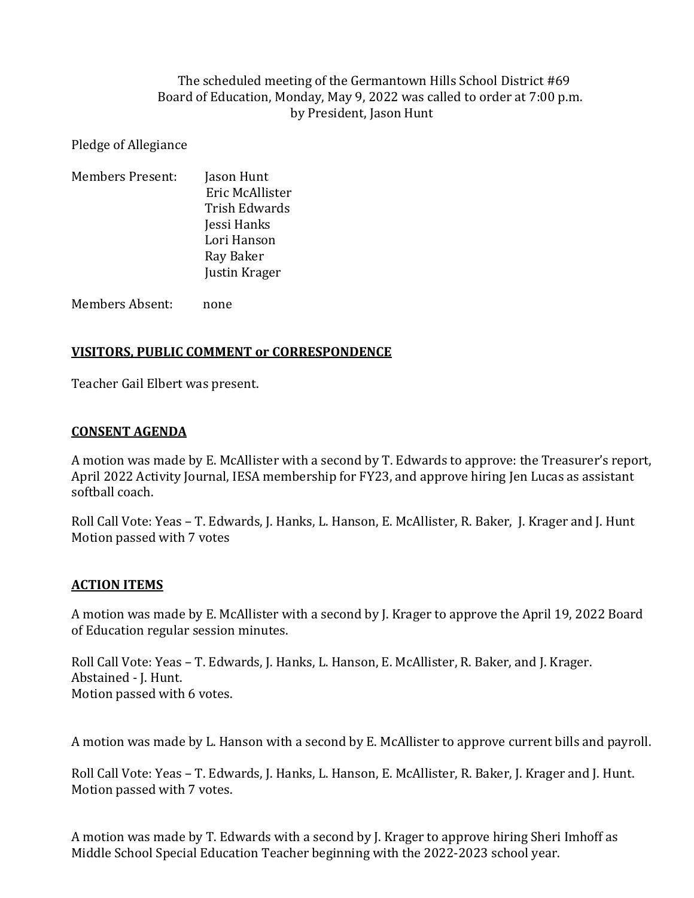The scheduled meeting of the Germantown Hills School District #69 Board of Education, Monday, May 9, 2022 was called to order at 7:00 p.m. by President, Jason Hunt

Pledge of Allegiance

Members Present: Jason Hunt
Eric McAllister
Trish Edwards
Jessi Hanks
Lori Hanson
Ray Baker
Justin Krager

Members Absent: none

**VISITORS, PUBLIC COMMENT or CORRESPONDENCE**

Teacher Gail Elbert was present.

**CONSENT AGENDA**

A motion was made by E. McAllister with a second by T. Edwards to approve: the Treasurer's report, April 2022 Activity Journal, IESA membership for FY23, and approve hiring Jen Lucas as assistant softball coach.

Roll Call Vote: Yeas – T. Edwards, J. Hanks, L. Hanson, E. McAllister, R. Baker, J. Krager and J. Hunt
Motion passed with 7 votes

**ACTION ITEMS**

A motion was made by E. McAllister with a second by J. Krager to approve the April 19, 2022 Board of Education regular session minutes.

Roll Call Vote: Yeas – T. Edwards, J. Hanks, L. Hanson, E. McAllister, R. Baker, and J. Krager.
Abstained - J. Hunt.
Motion passed with 6 votes.

A motion was made by L. Hanson with a second by E. McAllister to approve current bills and payroll.

Roll Call Vote: Yeas – T. Edwards, J. Hanks, L. Hanson, E. McAllister, R. Baker, J. Krager and J. Hunt.
Motion passed with 7 votes.

A motion was made by T. Edwards with a second by J. Krager to approve hiring Sheri Imhoff as Middle School Special Education Teacher beginning with the 2022-2023 school year.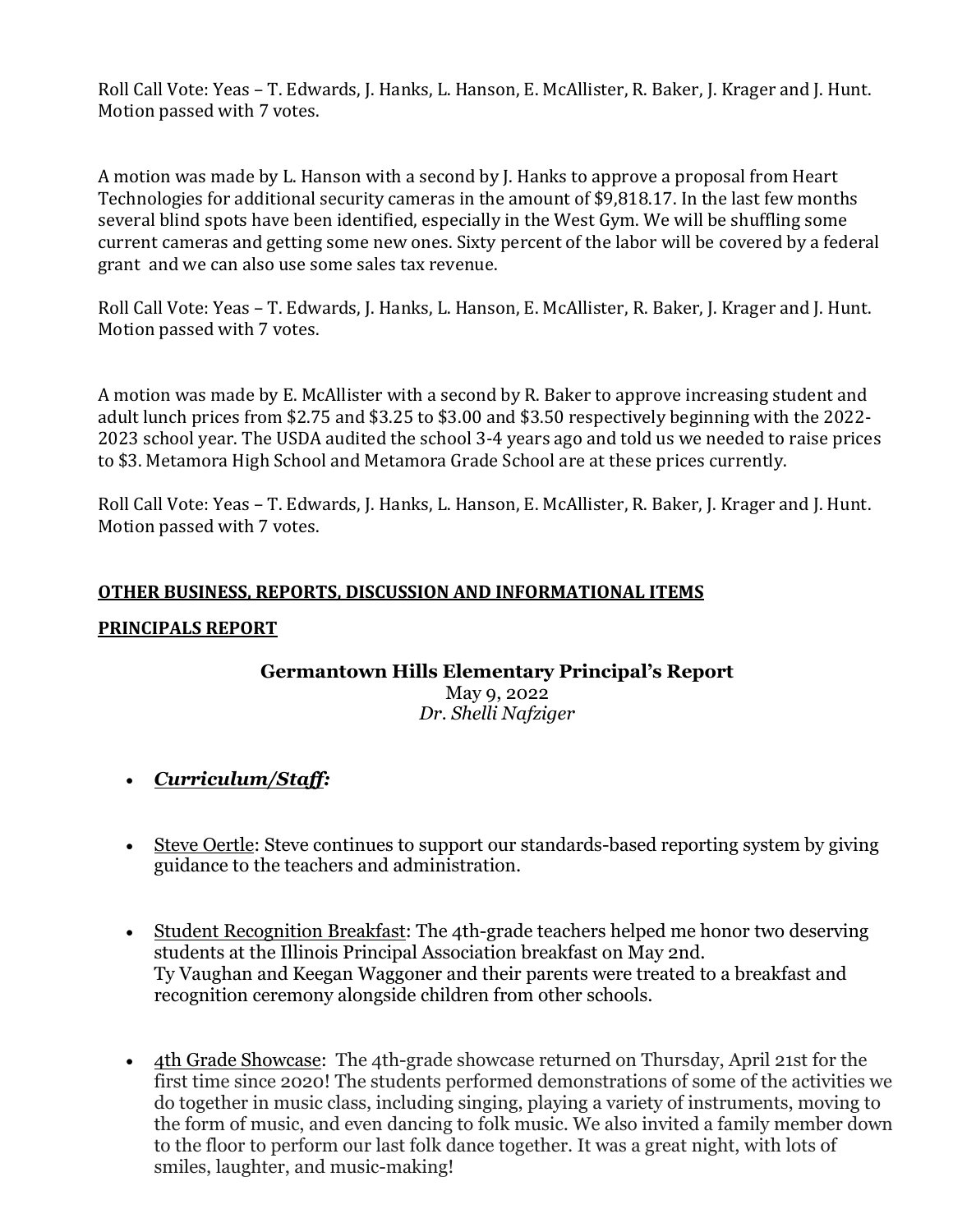Roll Call Vote: Yeas – T. Edwards, J. Hanks, L. Hanson, E. McAllister, R. Baker, J. Krager and J. Hunt. Motion passed with 7 votes.

A motion was made by L. Hanson with a second by J. Hanks to approve a proposal from Heart Technologies for additional security cameras in the amount of $9,818.17. In the last few months several blind spots have been identified, especially in the West Gym. We will be shuffling some current cameras and getting some new ones. Sixty percent of the labor will be covered by a federal grant and we can also use some sales tax revenue.

Roll Call Vote: Yeas – T. Edwards, J. Hanks, L. Hanson, E. McAllister, R. Baker, J. Krager and J. Hunt. Motion passed with 7 votes.

A motion was made by E. McAllister with a second by R. Baker to approve increasing student and adult lunch prices from $2.75 and $3.25 to $3.00 and $3.50 respectively beginning with the 2022-2023 school year. The USDA audited the school 3-4 years ago and told us we needed to raise prices to $3. Metamora High School and Metamora Grade School are at these prices currently.

Roll Call Vote: Yeas – T. Edwards, J. Hanks, L. Hanson, E. McAllister, R. Baker, J. Krager and J. Hunt. Motion passed with 7 votes.

## OTHER BUSINESS, REPORTS, DISCUSSION AND INFORMATIONAL ITEMS

## PRINCIPALS REPORT

### Germantown Hills Elementary Principal's Report

May 9, 2022
*Dr. Shelli Nafziger*

- ***Curriculum/Staff:***

- Steve Oertle: Steve continues to support our standards-based reporting system by giving guidance to the teachers and administration.

- Student Recognition Breakfast: The 4th-grade teachers helped me honor two deserving students at the Illinois Principal Association breakfast on May 2nd. Ty Vaughan and Keegan Waggoner and their parents were treated to a breakfast and recognition ceremony alongside children from other schools.

- 4th Grade Showcase: The 4th-grade showcase returned on Thursday, April 21st for the first time since 2020! The students performed demonstrations of some of the activities we do together in music class, including singing, playing a variety of instruments, moving to the form of music, and even dancing to folk music. We also invited a family member down to the floor to perform our last folk dance together. It was a great night, with lots of smiles, laughter, and music-making!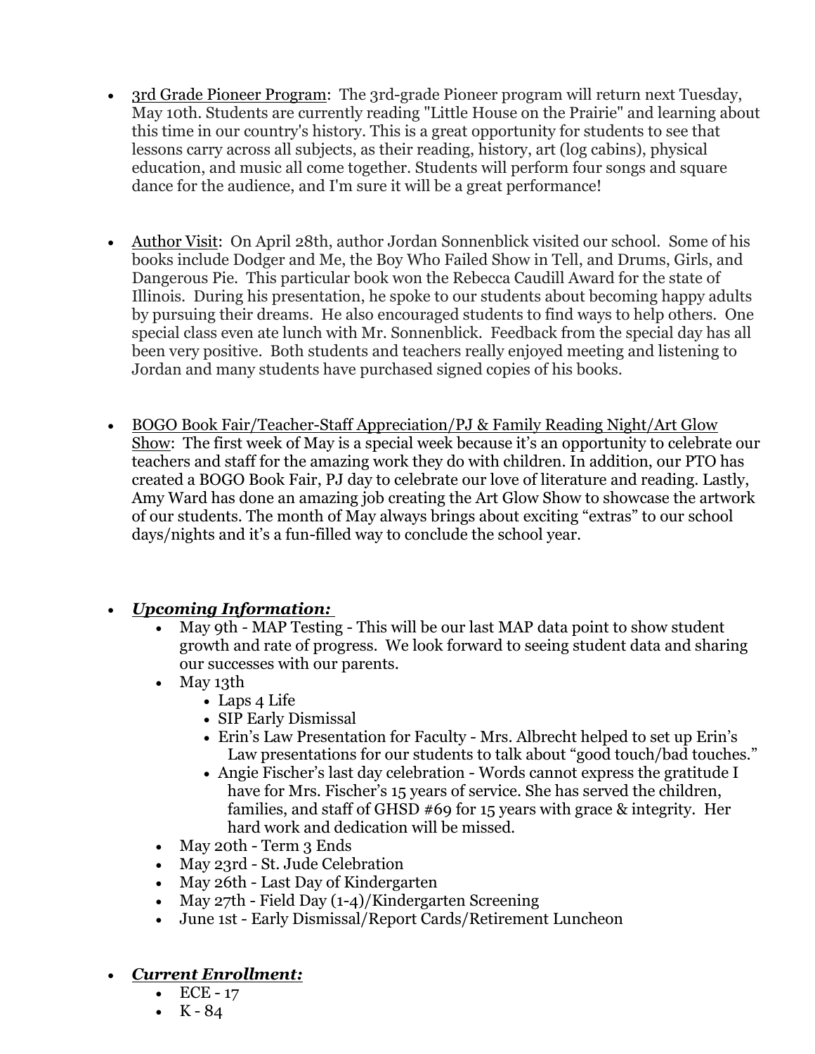- <u>3rd Grade Pioneer Program</u>: The 3rd-grade Pioneer program will return next Tuesday, May 10th. Students are currently reading "Little House on the Prairie" and learning about this time in our country's history. This is a great opportunity for students to see that lessons carry across all subjects, as their reading, history, art (log cabins), physical education, and music all come together. Students will perform four songs and square dance for the audience, and I'm sure it will be a great performance!

- <u>Author Visit</u>: On April 28th, author Jordan Sonnenblick visited our school. Some of his books include Dodger and Me, the Boy Who Failed Show in Tell, and Drums, Girls, and Dangerous Pie. This particular book won the Rebecca Caudill Award for the state of Illinois. During his presentation, he spoke to our students about becoming happy adults by pursuing their dreams. He also encouraged students to find ways to help others. One special class even ate lunch with Mr. Sonnenblick. Feedback from the special day has all been very positive. Both students and teachers really enjoyed meeting and listening to Jordan and many students have purchased signed copies of his books.

- <u>BOGO Book Fair/Teacher-Staff Appreciation/PJ & Family Reading Night/Art Glow Show</u>: The first week of May is a special week because it's an opportunity to celebrate our teachers and staff for the amazing work they do with children. In addition, our PTO has created a BOGO Book Fair, PJ day to celebrate our love of literature and reading. Lastly, Amy Ward has done an amazing job creating the Art Glow Show to showcase the artwork of our students. The month of May always brings about exciting "extras" to our school days/nights and it's a fun-filled way to conclude the school year.

- ***<u>Upcoming Information:</u>***
  - May 9th - MAP Testing - This will be our last MAP data point to show student growth and rate of progress. We look forward to seeing student data and sharing our successes with our parents.
  - May 13th
    - Laps 4 Life
    - SIP Early Dismissal
    - Erin's Law Presentation for Faculty - Mrs. Albrecht helped to set up Erin's Law presentations for our students to talk about "good touch/bad touches."
    - Angie Fischer's last day celebration - Words cannot express the gratitude I have for Mrs. Fischer's 15 years of service. She has served the children, families, and staff of GHSD #69 for 15 years with grace & integrity. Her hard work and dedication will be missed.
  - May 20th - Term 3 Ends
  - May 23rd - St. Jude Celebration
  - May 26th - Last Day of Kindergarten
  - May 27th - Field Day (1-4)/Kindergarten Screening
  - June 1st - Early Dismissal/Report Cards/Retirement Luncheon

- ***<u>Current Enrollment:</u>***
  - ECE - 17
  - K - 84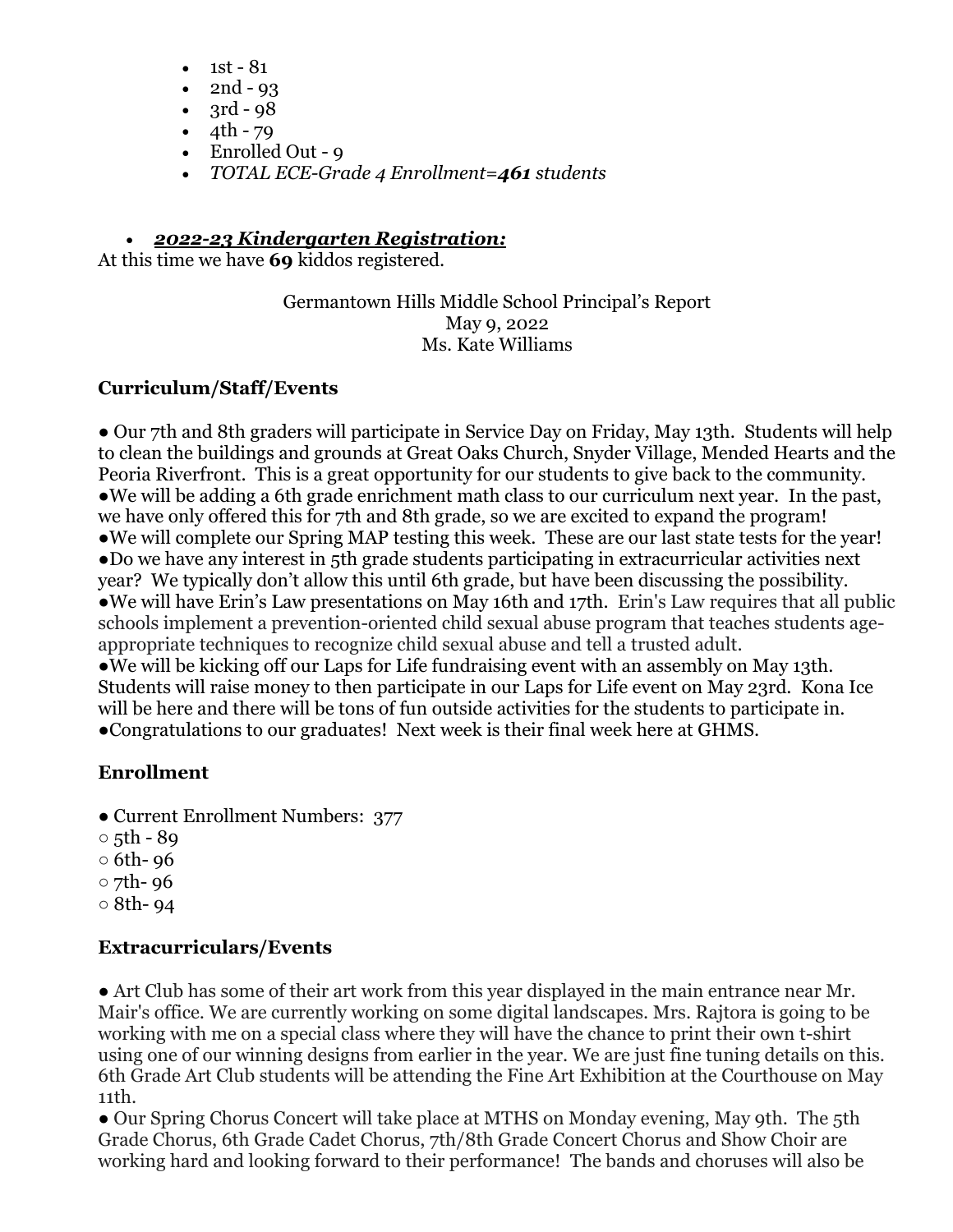- 1st - 81
- 2nd - 93
- 3rd - 98
- 4th - 79
- Enrolled Out - 9
- *TOTAL ECE-Grade 4 Enrollment=**461** students*

- ***2022-23 Kindergarten Registration:***

At this time we have **69** kiddos registered.

Germantown Hills Middle School Principal's Report
May 9, 2022
Ms. Kate Williams

### Curriculum/Staff/Events

● Our 7th and 8th graders will participate in Service Day on Friday, May 13th. Students will help to clean the buildings and grounds at Great Oaks Church, Snyder Village, Mended Hearts and the Peoria Riverfront. This is a great opportunity for our students to give back to the community.
●We will be adding a 6th grade enrichment math class to our curriculum next year. In the past, we have only offered this for 7th and 8th grade, so we are excited to expand the program!
●We will complete our Spring MAP testing this week. These are our last state tests for the year!
●Do we have any interest in 5th grade students participating in extracurricular activities next year? We typically don't allow this until 6th grade, but have been discussing the possibility.
●We will have Erin's Law presentations on May 16th and 17th. Erin's Law requires that all public schools implement a prevention-oriented child sexual abuse program that teaches students age-appropriate techniques to recognize child sexual abuse and tell a trusted adult.
●We will be kicking off our Laps for Life fundraising event with an assembly on May 13th. Students will raise money to then participate in our Laps for Life event on May 23rd. Kona Ice will be here and there will be tons of fun outside activities for the students to participate in.
●Congratulations to our graduates! Next week is their final week here at GHMS.

### Enrollment

● Current Enrollment Numbers: 377
○ 5th - 89
○ 6th- 96
○ 7th- 96
○ 8th- 94

### Extracurriculars/Events

● Art Club has some of their art work from this year displayed in the main entrance near Mr. Mair's office. We are currently working on some digital landscapes. Mrs. Rajtora is going to be working with me on a special class where they will have the chance to print their own t-shirt using one of our winning designs from earlier in the year. We are just fine tuning details on this. 6th Grade Art Club students will be attending the Fine Art Exhibition at the Courthouse on May 11th.

● Our Spring Chorus Concert will take place at MTHS on Monday evening, May 9th. The 5th Grade Chorus, 6th Grade Cadet Chorus, 7th/8th Grade Concert Chorus and Show Choir are working hard and looking forward to their performance! The bands and choruses will also be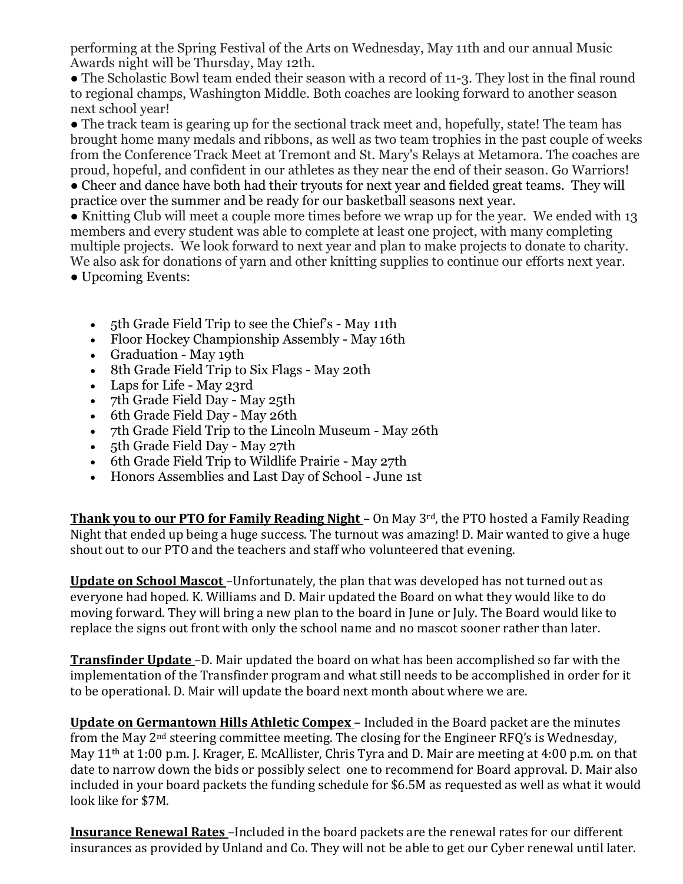performing at the Spring Festival of the Arts on Wednesday, May 11th and our annual Music Awards night will be Thursday, May 12th.

● The Scholastic Bowl team ended their season with a record of 11-3. They lost in the final round to regional champs, Washington Middle. Both coaches are looking forward to another season next school year!

● The track team is gearing up for the sectional track meet and, hopefully, state! The team has brought home many medals and ribbons, as well as two team trophies in the past couple of weeks from the Conference Track Meet at Tremont and St. Mary's Relays at Metamora. The coaches are proud, hopeful, and confident in our athletes as they near the end of their season. Go Warriors!

● Cheer and dance have both had their tryouts for next year and fielded great teams. They will practice over the summer and be ready for our basketball seasons next year.

● Knitting Club will meet a couple more times before we wrap up for the year. We ended with 13 members and every student was able to complete at least one project, with many completing multiple projects. We look forward to next year and plan to make projects to donate to charity. We also ask for donations of yarn and other knitting supplies to continue our efforts next year.

● Upcoming Events:

- 5th Grade Field Trip to see the Chief's - May 11th
- Floor Hockey Championship Assembly - May 16th
- Graduation - May 19th
- 8th Grade Field Trip to Six Flags - May 20th
- Laps for Life - May 23rd
- 7th Grade Field Day - May 25th
- 6th Grade Field Day - May 26th
- 7th Grade Field Trip to the Lincoln Museum - May 26th
- 5th Grade Field Day - May 27th
- 6th Grade Field Trip to Wildlife Prairie - May 27th
- Honors Assemblies and Last Day of School - June 1st

**Thank you to our PTO for Family Reading Night** – On May 3rd, the PTO hosted a Family Reading Night that ended up being a huge success. The turnout was amazing! D. Mair wanted to give a huge shout out to our PTO and the teachers and staff who volunteered that evening.

**Update on School Mascot** –Unfortunately, the plan that was developed has not turned out as everyone had hoped. K. Williams and D. Mair updated the Board on what they would like to do moving forward. They will bring a new plan to the board in June or July. The Board would like to replace the signs out front with only the school name and no mascot sooner rather than later.

**Transfinder Update** –D. Mair updated the board on what has been accomplished so far with the implementation of the Transfinder program and what still needs to be accomplished in order for it to be operational. D. Mair will update the board next month about where we are.

**Update on Germantown Hills Athletic Compex** – Included in the Board packet are the minutes from the May 2nd steering committee meeting. The closing for the Engineer RFQ's is Wednesday, May 11th at 1:00 p.m. J. Krager, E. McAllister, Chris Tyra and D. Mair are meeting at 4:00 p.m. on that date to narrow down the bids or possibly select one to recommend for Board approval. D. Mair also included in your board packets the funding schedule for $6.5M as requested as well as what it would look like for $7M.

**Insurance Renewal Rates** –Included in the board packets are the renewal rates for our different insurances as provided by Unland and Co. They will not be able to get our Cyber renewal until later.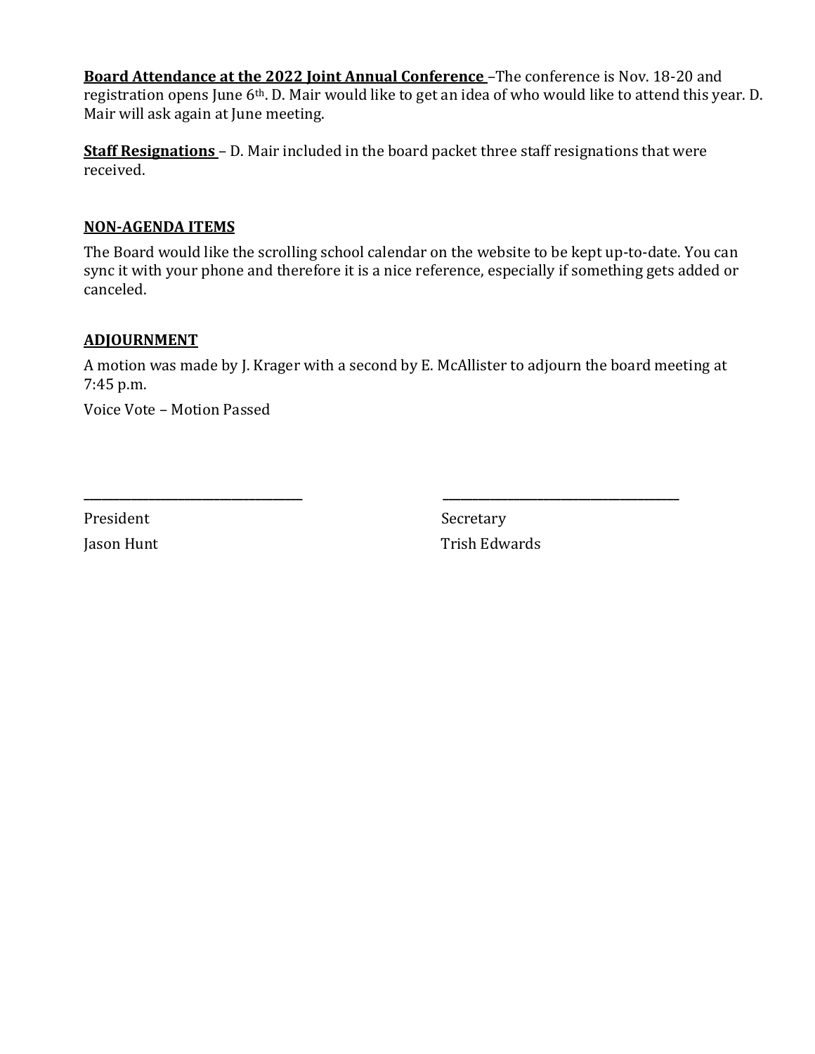**Board Attendance at the 2022 Joint Annual Conference** –The conference is Nov. 18-20 and registration opens June 6th. D. Mair would like to get an idea of who would like to attend this year. D. Mair will ask again at June meeting.

**Staff Resignations** – D. Mair included in the board packet three staff resignations that were received.

## NON-AGENDA ITEMS

The Board would like the scrolling school calendar on the website to be kept up-to-date. You can sync it with your phone and therefore it is a nice reference, especially if something gets added or canceled.

## ADJOURNMENT

A motion was made by J. Krager with a second by E. McAllister to adjourn the board meeting at 7:45 p.m.

Voice Vote – Motion Passed

\_\_\_\_\_\_\_\_\_\_\_\_\_\_\_\_\_\_\_\_\_\_\_\_\_\_\_\_\_\_\_\_\_\_\_\_
President
Jason Hunt

\_\_\_\_\_\_\_\_\_\_\_\_\_\_\_\_\_\_\_\_\_\_\_\_\_\_\_\_\_\_\_\_\_\_\_\_
Secretary
Trish Edwards